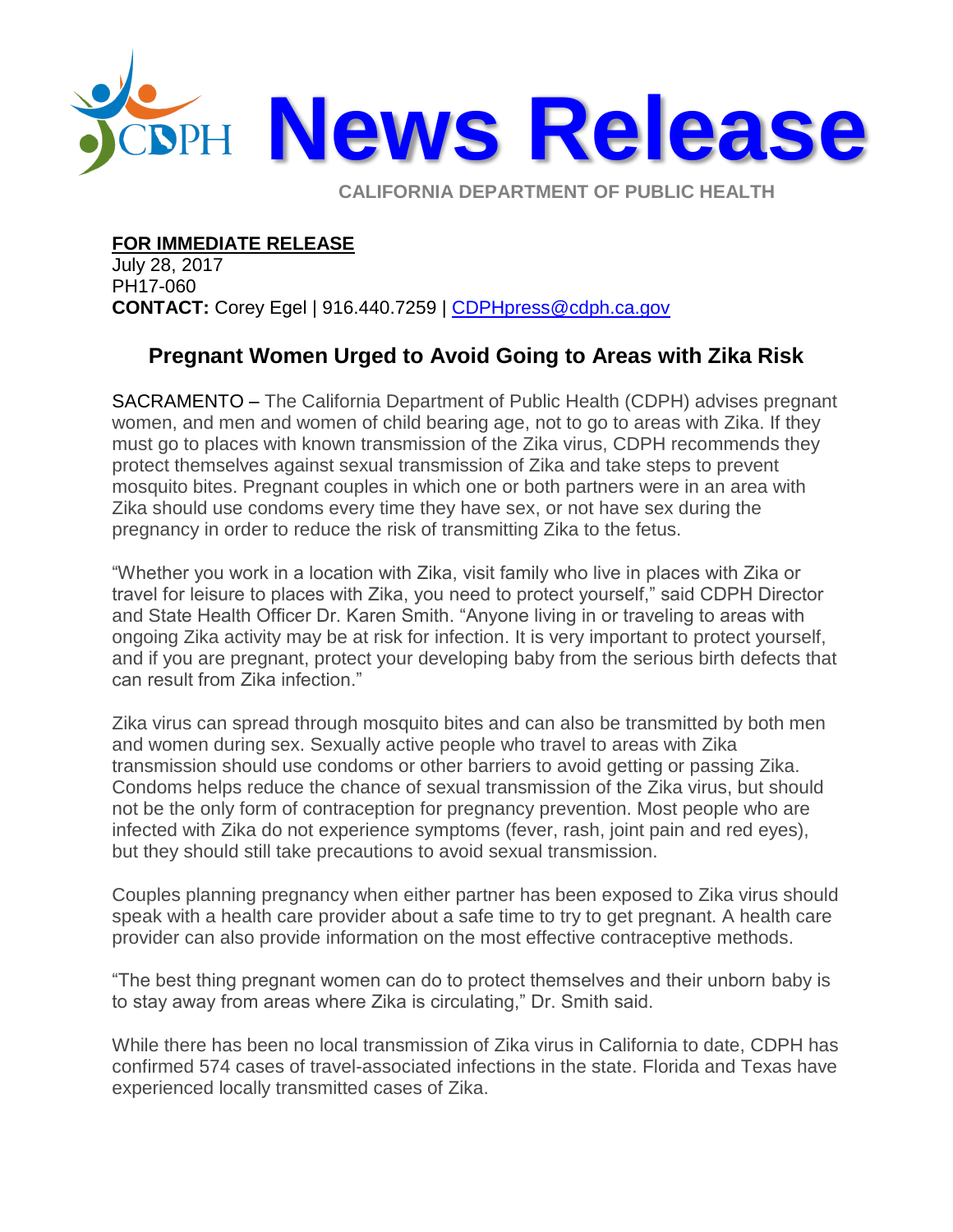# News Release

CALIFORNIA DEPARTMENT OF PUBLIC HEALTH

**FOR IMMEDIATE RELEASE**
July 28, 2017
PH17-060
**CONTACT:** Corey Egel | 916.440.7259 | CDPHpress@cdph.ca.gov

## Pregnant Women Urged to Avoid Going to Areas with Zika Risk

SACRAMENTO – The California Department of Public Health (CDPH) advises pregnant women, and men and women of child bearing age, not to go to areas with Zika. If they must go to places with known transmission of the Zika virus, CDPH recommends they protect themselves against sexual transmission of Zika and take steps to prevent mosquito bites. Pregnant couples in which one or both partners were in an area with Zika should use condoms every time they have sex, or not have sex during the pregnancy in order to reduce the risk of transmitting Zika to the fetus.

"Whether you work in a location with Zika, visit family who live in places with Zika or travel for leisure to places with Zika, you need to protect yourself," said CDPH Director and State Health Officer Dr. Karen Smith. "Anyone living in or traveling to areas with ongoing Zika activity may be at risk for infection. It is very important to protect yourself, and if you are pregnant, protect your developing baby from the serious birth defects that can result from Zika infection."

Zika virus can spread through mosquito bites and can also be transmitted by both men and women during sex. Sexually active people who travel to areas with Zika transmission should use condoms or other barriers to avoid getting or passing Zika. Condoms helps reduce the chance of sexual transmission of the Zika virus, but should not be the only form of contraception for pregnancy prevention. Most people who are infected with Zika do not experience symptoms (fever, rash, joint pain and red eyes), but they should still take precautions to avoid sexual transmission.

Couples planning pregnancy when either partner has been exposed to Zika virus should speak with a health care provider about a safe time to try to get pregnant. A health care provider can also provide information on the most effective contraceptive methods.

"The best thing pregnant women can do to protect themselves and their unborn baby is to stay away from areas where Zika is circulating," Dr. Smith said.

While there has been no local transmission of Zika virus in California to date, CDPH has confirmed 574 cases of travel-associated infections in the state. Florida and Texas have experienced locally transmitted cases of Zika.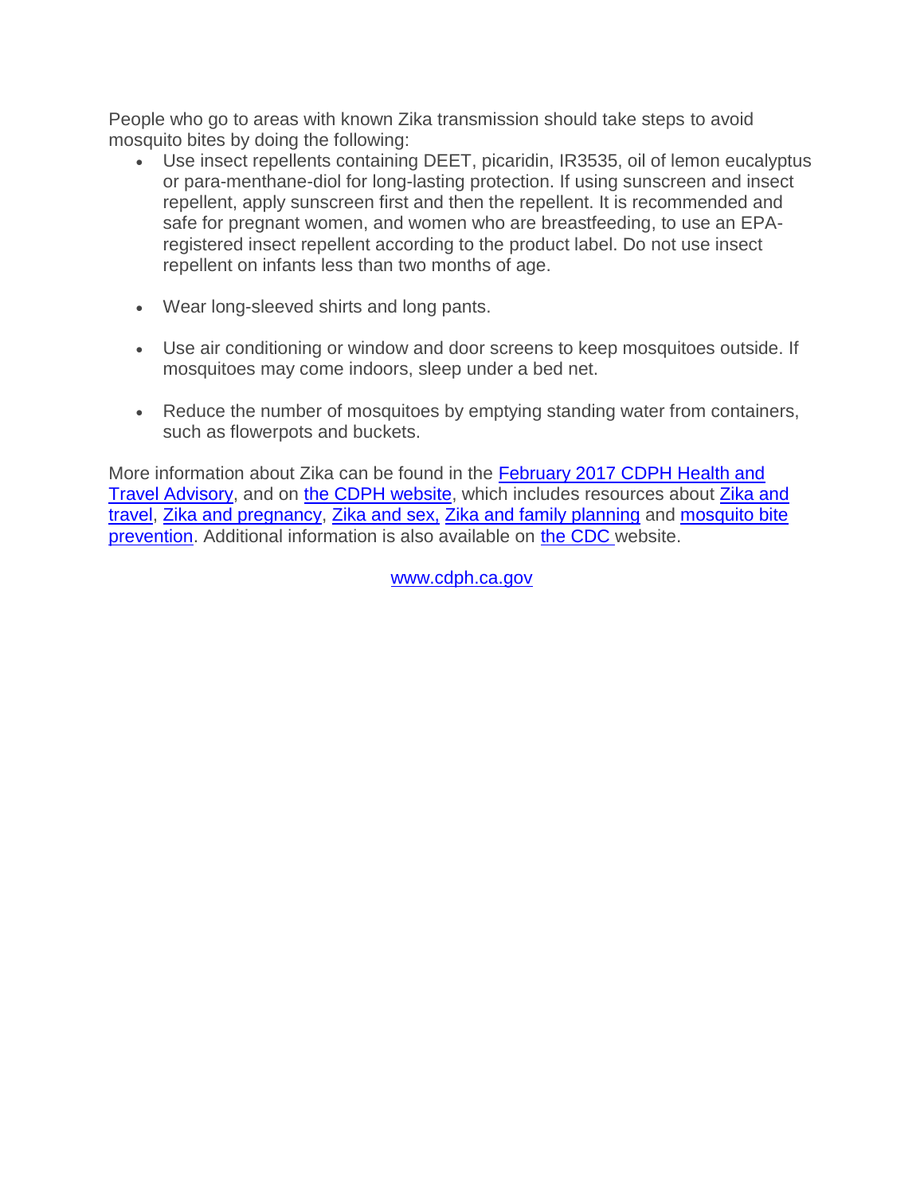People who go to areas with known Zika transmission should take steps to avoid mosquito bites by doing the following:

- Use insect repellents containing DEET, picaridin, IR3535, oil of lemon eucalyptus or para-menthane-diol for long-lasting protection. If using sunscreen and insect repellent, apply sunscreen first and then the repellent. It is recommended and safe for pregnant women, and women who are breastfeeding, to use an EPA-registered insect repellent according to the product label. Do not use insect repellent on infants less than two months of age.

- Wear long-sleeved shirts and long pants.

- Use air conditioning or window and door screens to keep mosquitoes outside. If mosquitoes may come indoors, sleep under a bed net.

- Reduce the number of mosquitoes by emptying standing water from containers, such as flowerpots and buckets.

More information about Zika can be found in the February 2017 CDPH Health and Travel Advisory, and on the CDPH website, which includes resources about Zika and travel, Zika and pregnancy, Zika and sex, Zika and family planning and mosquito bite prevention. Additional information is also available on the CDC website.

www.cdph.ca.gov